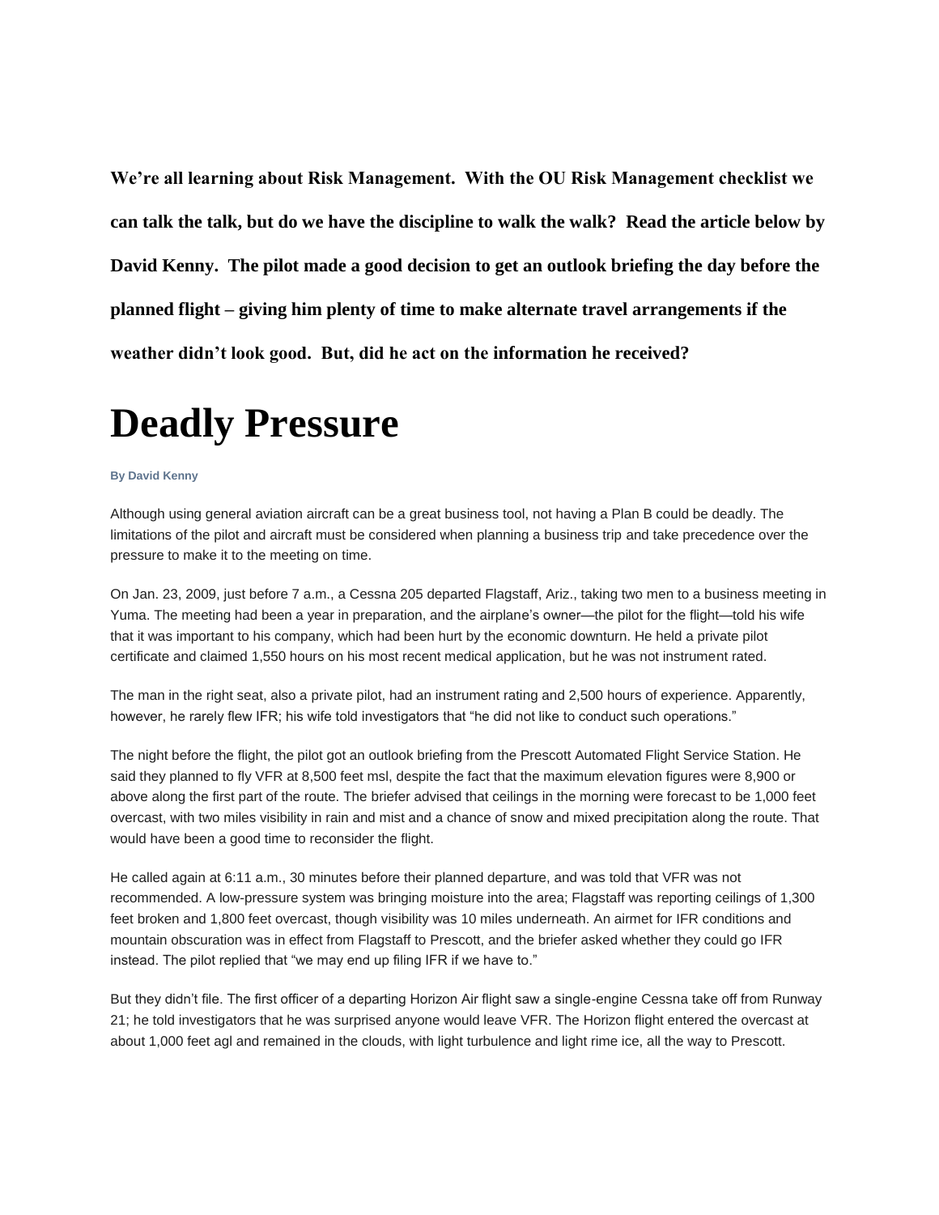**We're all learning about Risk Management. With the OU Risk Management checklist we can talk the talk, but do we have the discipline to walk the walk? Read the article below by David Kenny. The pilot made a good decision to get an outlook briefing the day before the planned flight – giving him plenty of time to make alternate travel arrangements if the weather didn't look good. But, did he act on the information he received?**

# Deadly Pressure

**By David Kenny**

Although using general aviation aircraft can be a great business tool, not having a Plan B could be deadly. The limitations of the pilot and aircraft must be considered when planning a business trip and take precedence over the pressure to make it to the meeting on time.

On Jan. 23, 2009, just before 7 a.m., a Cessna 205 departed Flagstaff, Ariz., taking two men to a business meeting in Yuma. The meeting had been a year in preparation, and the airplane's owner—the pilot for the flight—told his wife that it was important to his company, which had been hurt by the economic downturn. He held a private pilot certificate and claimed 1,550 hours on his most recent medical application, but he was not instrument rated.

The man in the right seat, also a private pilot, had an instrument rating and 2,500 hours of experience. Apparently, however, he rarely flew IFR; his wife told investigators that "he did not like to conduct such operations."

The night before the flight, the pilot got an outlook briefing from the Prescott Automated Flight Service Station. He said they planned to fly VFR at 8,500 feet msl, despite the fact that the maximum elevation figures were 8,900 or above along the first part of the route. The briefer advised that ceilings in the morning were forecast to be 1,000 feet overcast, with two miles visibility in rain and mist and a chance of snow and mixed precipitation along the route. That would have been a good time to reconsider the flight.

He called again at 6:11 a.m., 30 minutes before their planned departure, and was told that VFR was not recommended. A low-pressure system was bringing moisture into the area; Flagstaff was reporting ceilings of 1,300 feet broken and 1,800 feet overcast, though visibility was 10 miles underneath. An airmet for IFR conditions and mountain obscuration was in effect from Flagstaff to Prescott, and the briefer asked whether they could go IFR instead. The pilot replied that "we may end up filing IFR if we have to."

But they didn't file. The first officer of a departing Horizon Air flight saw a single-engine Cessna take off from Runway 21; he told investigators that he was surprised anyone would leave VFR. The Horizon flight entered the overcast at about 1,000 feet agl and remained in the clouds, with light turbulence and light rime ice, all the way to Prescott.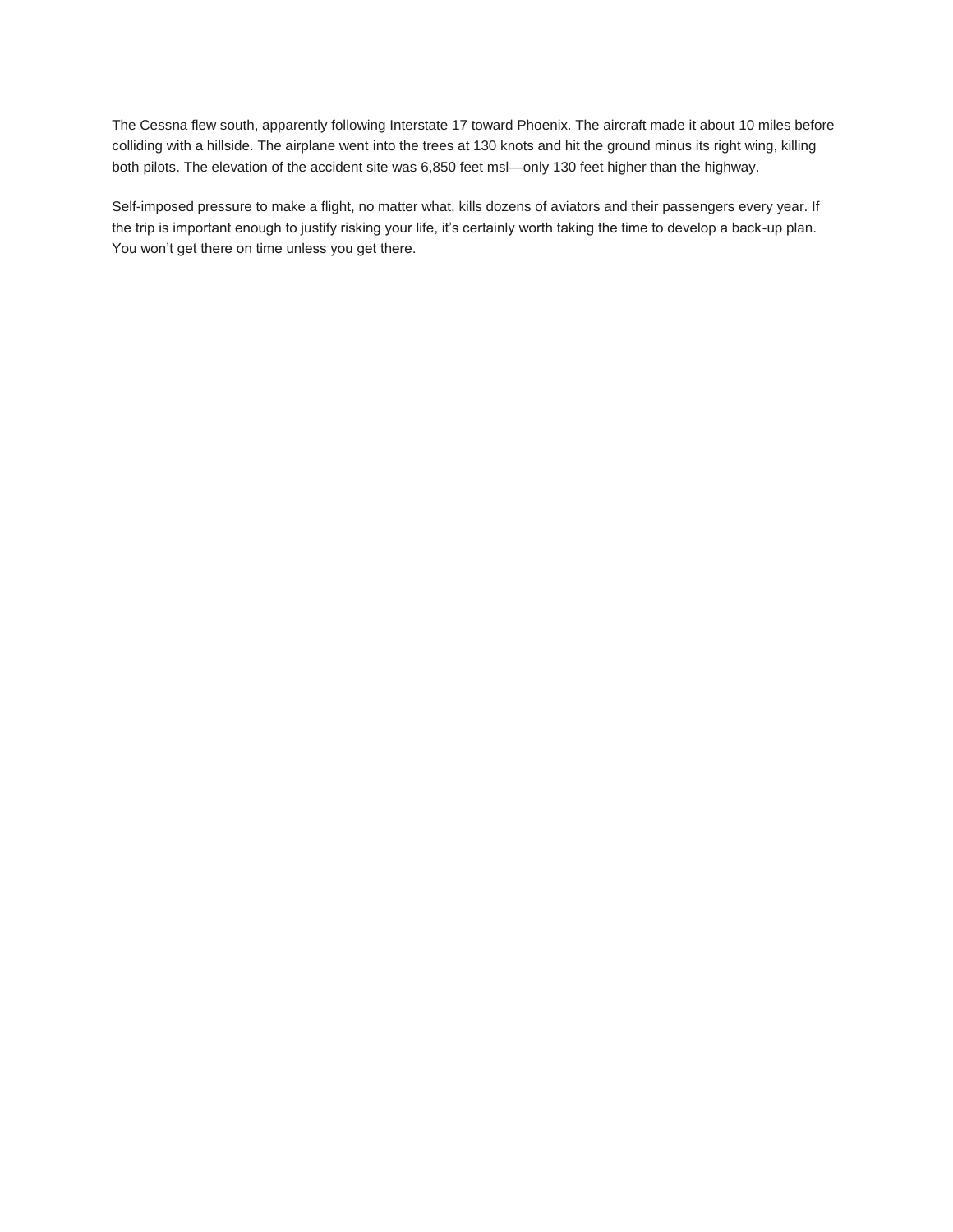The Cessna flew south, apparently following Interstate 17 toward Phoenix. The aircraft made it about 10 miles before colliding with a hillside. The airplane went into the trees at 130 knots and hit the ground minus its right wing, killing both pilots. The elevation of the accident site was 6,850 feet msl—only 130 feet higher than the highway.

Self-imposed pressure to make a flight, no matter what, kills dozens of aviators and their passengers every year. If the trip is important enough to justify risking your life, it's certainly worth taking the time to develop a back-up plan. You won't get there on time unless you get there.